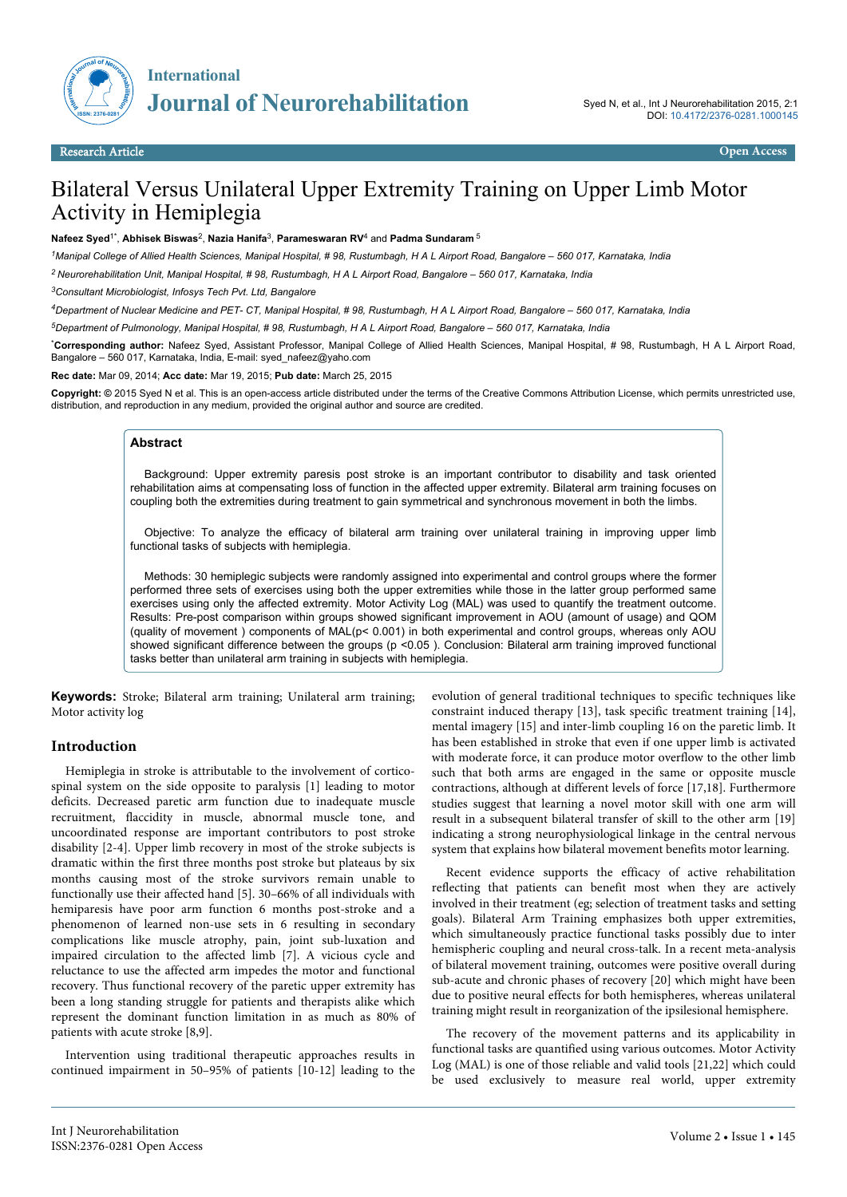# Bilateral Versus Unilateral Upper Extremity Training on Upper Limb Motor Activity in Hemiplegia

**Nafeez Syed**[1*], **Abhisek Biswas**[2], **Nazia Hanifa**[3], **Parameswaran RV**[4] and **Padma Sundaram** [5]

[1]*Manipal College of Allied Health Sciences, Manipal Hospital, # 98, Rustumbagh, H A L Airport Road, Bangalore – 560 017, Karnataka, India*

[2] *Neurorehabilitation Unit, Manipal Hospital, # 98, Rustumbagh, H A L Airport Road, Bangalore – 560 017, Karnataka, India*

[3]*Consultant Microbiologist, Infosys Tech Pvt. Ltd, Bangalore*

[4]*Department of Nuclear Medicine and PET- CT, Manipal Hospital, # 98, Rustumbagh, H A L Airport Road, Bangalore – 560 017, Karnataka, India*

[5]*Department of Pulmonology, Manipal Hospital, # 98, Rustumbagh, H A L Airport Road, Bangalore – 560 017, Karnataka, India*

[*]**Corresponding author:** Nafeez Syed, Assistant Professor, Manipal College of Allied Health Sciences, Manipal Hospital, # 98, Rustumbagh, H A L Airport Road, Bangalore – 560 017, Karnataka, India, E-mail: syed_nafeez@yaho.com

**Rec date:** Mar 09, 2014; **Acc date:** Mar 19, 2015; **Pub date:** March 25, 2015

**Copyright:** © 2015 Syed N et al. This is an open-access article distributed under the terms of the Creative Commons Attribution License, which permits unrestricted use, distribution, and reproduction in any medium, provided the original author and source are credited.

## Abstract

Background: Upper extremity paresis post stroke is an important contributor to disability and task oriented rehabilitation aims at compensating loss of function in the affected upper extremity. Bilateral arm training focuses on coupling both the extremities during treatment to gain symmetrical and synchronous movement in both the limbs.

Objective: To analyze the efficacy of bilateral arm training over unilateral training in improving upper limb functional tasks of subjects with hemiplegia.

Methods: 30 hemiplegic subjects were randomly assigned into experimental and control groups where the former performed three sets of exercises using both the upper extremities while those in the latter group performed same exercises using only the affected extremity. Motor Activity Log (MAL) was used to quantify the treatment outcome. Results: Pre-post comparison within groups showed significant improvement in AOU (amount of usage) and QOM (quality of movement ) components of MAL($p < 0.001$) in both experimental and control groups, whereas only AOU showed significant difference between the groups ($p < 0.05$ ). Conclusion: Bilateral arm training improved functional tasks better than unilateral arm training in subjects with hemiplegia.

**Keywords:** Stroke; Bilateral arm training; Unilateral arm training; Motor activity log

## Introduction

Hemiplegia in stroke is attributable to the involvement of cortico-spinal system on the side opposite to paralysis [1] leading to motor deficits. Decreased paretic arm function due to inadequate muscle recruitment, flaccidity in muscle, abnormal muscle tone, and uncoordinated response are important contributors to post stroke disability [2-4]. Upper limb recovery in most of the stroke subjects is dramatic within the first three months post stroke but plateaus by six months causing most of the stroke survivors remain unable to functionally use their affected hand [5]. 30–66% of all individuals with hemiparesis have poor arm function 6 months post-stroke and a phenomenon of learned non-use sets in 6 resulting in secondary complications like muscle atrophy, pain, joint sub-luxation and impaired circulation to the affected limb [7]. A vicious cycle and reluctance to use the affected arm impedes the motor and functional recovery. Thus functional recovery of the paretic upper extremity has been a long standing struggle for patients and therapists alike which represent the dominant function limitation in as much as 80% of patients with acute stroke [8,9].

Intervention using traditional therapeutic approaches results in continued impairment in 50–95% of patients [10-12] leading to the evolution of general traditional techniques to specific techniques like constraint induced therapy [13], task specific treatment training [14], mental imagery [15] and inter-limb coupling 16 on the paretic limb. It has been established in stroke that even if one upper limb is activated with moderate force, it can produce motor overflow to the other limb such that both arms are engaged in the same or opposite muscle contractions, although at different levels of force [17,18]. Furthermore studies suggest that learning a novel motor skill with one arm will result in a subsequent bilateral transfer of skill to the other arm [19] indicating a strong neurophysiological linkage in the central nervous system that explains how bilateral movement benefits motor learning.

Recent evidence supports the efficacy of active rehabilitation reflecting that patients can benefit most when they are actively involved in their treatment (eg; selection of treatment tasks and setting goals). Bilateral Arm Training emphasizes both upper extremities, which simultaneously practice functional tasks possibly due to inter hemispheric coupling and neural cross-talk. In a recent meta-analysis of bilateral movement training, outcomes were positive overall during sub-acute and chronic phases of recovery [20] which might have been due to positive neural effects for both hemispheres, whereas unilateral training might result in reorganization of the ipsilesional hemisphere.

The recovery of the movement patterns and its applicability in functional tasks are quantified using various outcomes. Motor Activity Log (MAL) is one of those reliable and valid tools [21,22] which could be used exclusively to measure real world, upper extremity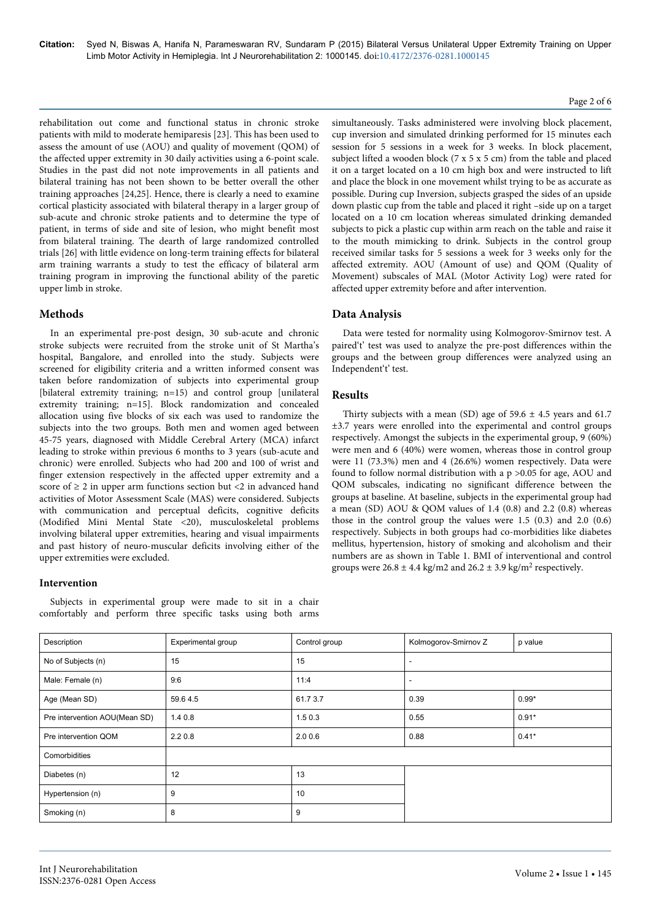rehabilitation out come and functional status in chronic stroke patients with mild to moderate hemiparesis [23]. This has been used to assess the amount of use (AOU) and quality of movement (QOM) of the affected upper extremity in 30 daily activities using a 6-point scale. Studies in the past did not note improvements in all patients and bilateral training has not been shown to be better overall the other training approaches [24,25]. Hence, there is clearly a need to examine cortical plasticity associated with bilateral therapy in a larger group of sub-acute and chronic stroke patients and to determine the type of patient, in terms of side and site of lesion, who might benefit most from bilateral training. The dearth of large randomized controlled trials [26] with little evidence on long-term training effects for bilateral arm training warrants a study to test the efficacy of bilateral arm training program in improving the functional ability of the paretic upper limb in stroke.

## Methods

In an experimental pre-post design, 30 sub-acute and chronic stroke subjects were recruited from the stroke unit of St Martha's hospital, Bangalore, and enrolled into the study. Subjects were screened for eligibility criteria and a written informed consent was taken before randomization of subjects into experimental group [bilateral extremity training; n=15) and control group [unilateral extremity training; n=15]. Block randomization and concealed allocation using five blocks of six each was used to randomize the subjects into the two groups. Both men and women aged between 45-75 years, diagnosed with Middle Cerebral Artery (MCA) infarct leading to stroke within previous 6 months to 3 years (sub-acute and chronic) were enrolled. Subjects who had 200 and 100 of wrist and finger extension respectively in the affected upper extremity and a score of ≥ 2 in upper arm functions section but <2 in advanced hand activities of Motor Assessment Scale (MAS) were considered. Subjects with communication and perceptual deficits, cognitive deficits (Modified Mini Mental State <20), musculoskeletal problems involving bilateral upper extremities, hearing and visual impairments and past history of neuro-muscular deficits involving either of the upper extremities were excluded.

### Intervention

Subjects in experimental group were made to sit in a chair comfortably and perform three specific tasks using both arms simultaneously. Tasks administered were involving block placement, cup inversion and simulated drinking performed for 15 minutes each session for 5 sessions in a week for 3 weeks. In block placement, subject lifted a wooden block (7 x 5 x 5 cm) from the table and placed it on a target located on a 10 cm high box and were instructed to lift and place the block in one movement whilst trying to be as accurate as possible. During cup Inversion, subjects grasped the sides of an upside down plastic cup from the table and placed it right –side up on a target located on a 10 cm location whereas simulated drinking demanded subjects to pick a plastic cup within arm reach on the table and raise it to the mouth mimicking to drink. Subjects in the control group received similar tasks for 5 sessions a week for 3 weeks only for the affected extremity. AOU (Amount of use) and QOM (Quality of Movement) subscales of MAL (Motor Activity Log) were rated for affected upper extremity before and after intervention.

## Data Analysis

Data were tested for normality using Kolmogorov-Smirnov test. A paired't' test was used to analyze the pre-post differences within the groups and the between group differences were analyzed using an Independent't' test.

## Results

Thirty subjects with a mean (SD) age of 59.6 ± 4.5 years and 61.7 ±3.7 years were enrolled into the experimental and control groups respectively. Amongst the subjects in the experimental group, 9 (60%) were men and 6 (40%) were women, whereas those in control group were 11 (73.3%) men and 4 (26.6%) women respectively. Data were found to follow normal distribution with a p >0.05 for age, AOU and QOM subscales, indicating no significant difference between the groups at baseline. At baseline, subjects in the experimental group had a mean (SD) AOU & QOM values of 1.4 (0.8) and 2.2 (0.8) whereas those in the control group the values were 1.5 (0.3) and 2.0 (0.6) respectively. Subjects in both groups had co-morbidities like diabetes mellitus, hypertension, history of smoking and alcoholism and their numbers are as shown in Table 1. BMI of interventional and control groups were 26.8 ± 4.4 kg/m2 and 26.2 ± 3.9 kg/m$^2$ respectively.

| Description | Experimental group | Control group | Kolmogorov-Smirnov Z | p value |
|---|---|---|---|---|
| No of Subjects (n) | 15 | 15 | - | |
| Male: Female (n) | 9:6 | 11:4 | - | |
| Age (Mean SD) | 59.6 4.5 | 61.7 3.7 | 0.39 | 0.99* |
| Pre intervention AOU(Mean SD) | 1.4 0.8 | 1.5 0.3 | 0.55 | 0.91* |
| Pre intervention QOM | 2.2 0.8 | 2.0 0.6 | 0.88 | 0.41* |
| Comorbidities | | | | |
| Diabetes (n) | 12 | 13 | | |
| Hypertension (n) | 9 | 10 | | |
| Smoking (n) | 8 | 9 | | |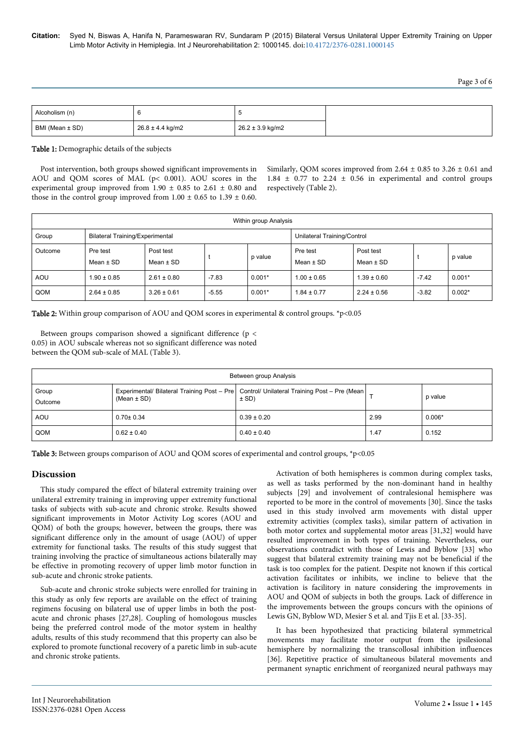| Alcoholism (n) | 6 | 5 | |
|---|---|---|---|
| BMI (Mean ± SD) | 26.8 ± 4.4 kg/m2 | 26.2 ± 3.9 kg/m2 | |

**Table 1:** Demographic details of the subjects

Post intervention, both groups showed significant improvements in AOU and QOM scores of MAL ($p < 0.001$). AOU scores in the experimental group improved from 1.90 ± 0.85 to 2.61 ± 0.80 and those in the control group improved from 1.00 ± 0.65 to 1.39 ± 0.60. Similarly, QOM scores improved from 2.64 ± 0.85 to 3.26 ± 0.61 and 1.84 ± 0.77 to 2.24 ± 0.56 in experimental and control groups respectively (Table 2).

| Within group Analysis | | | | | | | | |
|---|---|---|---|---|---|---|---|---|
| Group | Bilateral Training/Experimental | | | | Unilateral Training/Control | | | |
| Outcome | Pre test Mean ± SD | Post test Mean ± SD | t | p value | Pre test Mean ± SD | Post test Mean ± SD | t | p value |
| AOU | 1.90 ± 0.85 | 2.61 ± 0.80 | -7.83 | 0.001* | 1.00 ± 0.65 | 1.39 ± 0.60 | -7.42 | 0.001* |
| QOM | 2.64 ± 0.85 | 3.26 ± 0.61 | -5.55 | 0.001* | 1.84 ± 0.77 | 2.24 ± 0.56 | -3.82 | 0.002* |

**Table 2:** Within group comparison of AOU and QOM scores in experimental & control groups. *p<0.05

Between groups comparison showed a significant difference ($p < 0.05$) in AOU subscale whereas not so significant difference was noted between the QOM sub-scale of MAL (Table 3).

| Between group Analysis | | | | |
|---|---|---|---|---|
| Group Outcome | Experimental/ Bilateral Training Post – Pre (Mean ± SD) | Control/ Unilateral Training Post – Pre (Mean ± SD) | T | p value |
| AOU | 0.70± 0.34 | 0.39 ± 0.20 | 2.99 | 0.006* |
| QOM | 0.62 ± 0.40 | 0.40 ± 0.40 | 1.47 | 0.152 |

**Table 3:** Between groups comparison of AOU and QOM scores of experimental and control groups, *p<0.05

## Discussion

This study compared the effect of bilateral extremity training over unilateral extremity training in improving upper extremity functional tasks of subjects with sub-acute and chronic stroke. Results showed significant improvements in Motor Activity Log scores (AOU and QOM) of both the groups; however, between the groups, there was significant difference only in the amount of usage (AOU) of upper extremity for functional tasks. The results of this study suggest that training involving the practice of simultaneous actions bilaterally may be effective in promoting recovery of upper limb motor function in sub-acute and chronic stroke patients.

Sub-acute and chronic stroke subjects were enrolled for training in this study as only few reports are available on the effect of training regimens focusing on bilateral use of upper limbs in both the post-acute and chronic phases [27,28]. Coupling of homologous muscles being the preferred control mode of the motor system in healthy adults, results of this study recommend that this property can also be explored to promote functional recovery of a paretic limb in sub-acute and chronic stroke patients.

Activation of both hemispheres is common during complex tasks, as well as tasks performed by the non-dominant hand in healthy subjects [29] and involvement of contralesional hemisphere was reported to be more in the control of movements [30]. Since the tasks used in this study involved arm movements with distal upper extremity activities (complex tasks), similar pattern of activation in both motor cortex and supplemental motor areas [31,32] would have resulted improvement in both types of training. Nevertheless, our observations contradict with those of Lewis and Byblow [33] who suggest that bilateral extremity training may not be beneficial if the task is too complex for the patient. Despite not known if this cortical activation facilitates or inhibits, we incline to believe that the activation is facilitory in nature considering the improvements in AOU and QOM of subjects in both the groups. Lack of difference in the improvements between the groups concurs with the opinions of Lewis GN, Byblow WD, Mesier S et al. and Tjis E et al. [33-35].

It has been hypothesized that practicing bilateral symmetrical movements may facilitate motor output from the ipsilesional hemisphere by normalizing the transcollosal inhibition influences [36]. Repetitive practice of simultaneous bilateral movements and permanent synaptic enrichment of reorganized neural pathways may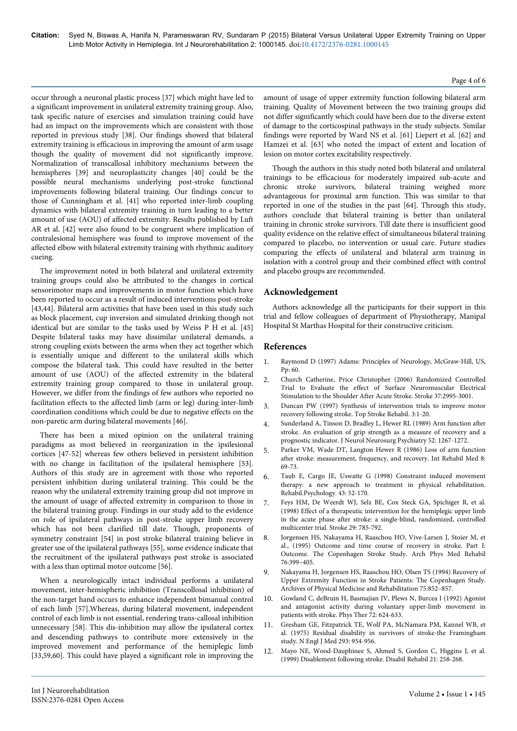occur through a neuronal plastic process [37] which might have led to a significant improvement in unilateral extremity training group. Also, task specific nature of exercises and simulation training could have had an impact on the improvements which are consistent with those reported in previous study [38]. Our findings showed that bilateral extremity training is efficacious in improving the amount of arm usage though the quality of movement did not significantly improve. Normalization of transcallosal inhibitory mechanisms between the hemispheres [39] and neuroplasticity changes [40] could be the possible neural mechanisms underlying post-stroke functional improvements following bilateral training. Our findings concur to those of Cunningham et al. [41] who reported inter-limb coupling dynamics with bilateral extremity training in turn leading to a better amount of use (AOU) of affected extremity. Results published by Luft AR et al. [42] were also found to be congruent where implication of contralesional hemisphere was found to improve movement of the affected elbow with bilateral extremity training with rhythmic auditory cueing.

The improvement noted in both bilateral and unilateral extremity training groups could also be attributed to the changes in cortical sensorimotor maps and improvements in motor function which have been reported to occur as a result of induced interventions post-stroke [43,44]. Bilateral arm activities that have been used in this study such as block placement, cup inversion and simulated drinking though not identical but are similar to the tasks used by Weiss P H et al. [45] Despite bilateral tasks may have dissimilar unilateral demands, a strong coupling exists between the arms when they act together which is essentially unique and different to the unilateral skills which compose the bilateral task. This could have resulted in the better amount of use (AOU) of the affected extremity in the bilateral extremity training group compared to those in unilateral group. However, we differ from the findings of few authors who reported no facilitation effects to the affected limb (arm or leg) during inter-limb coordination conditions which could be due to negative effects on the non-paretic arm during bilateral movements [46].

There has been a mixed opinion on the unilateral training paradigms as most believed in reorganization in the ipsilesional cortices [47-52] whereas few others believed in persistent inhibition with no change in facilitation of the ipsilateral hemisphere [53]. Authors of this study are in agreement with those who reported persistent inhibition during unilateral training. This could be the reason why the unilateral extremity training group did not improve in the amount of usage of affected extremity in comparison to those in the bilateral training group. Findings in our study add to the evidence on role of ipsilateral pathways in post-stroke upper limb recovery which has not been clarified till date. Though, proponents of symmetry constraint [54] in post stroke bilateral training believe in greater use of the ipsilateral pathways [55], some evidence indicate that the recruitment of the ipsilateral pathways post stroke is associated with a less than optimal motor outcome [56].

When a neurologically intact individual performs a unilateral movement, inter-hemispheric inhibition (Transcollosal inhibition) of the non-target hand occurs to enhance independent bimanual control of each limb [57].Whereas, during bilateral movement, independent control of each limb is not essential, rendering trans-callosal inhibition unnecessary [58]. This dis-inhibition may allow the ipsilateral cortex and descending pathways to contribute more extensively in the improved movement and performance of the hemiplegic limb [33,59,60]. This could have played a significant role in improving the amount of usage of upper extremity function following bilateral arm training. Quality of Movement between the two training groups did not differ significantly which could have been due to the diverse extent of damage to the corticospinal pathways in the study subjects. Similar findings were reported by Ward NS et al. [61] Liepert et al. [62] and Hamzei et al. [63] who noted the impact of extent and location of lesion on motor cortex excitability respectively.

Though the authors in this study noted both bilateral and unilateral trainings to be efficacious for moderately impaired sub-acute and chronic stroke survivors, bilateral training weighed more advantageous for proximal arm function. This was similar to that reported in one of the studies in the past [64]. Through this study, authors conclude that bilateral training is better than unilateral training in chronic stroke survivors. Till date there is insufficient good quality evidence on the relative effect of simultaneous bilateral training compared to placebo, no intervention or usual care. Future studies comparing the effects of unilateral and bilateral arm training in isolation with a control group and their combined effect with control and placebo groups are recommended.

## Acknowledgement

Authors acknowledge all the participants for their support in this trial and fellow colleagues of department of Physiotherapy, Manipal Hospital St Marthas Hospital for their constructive criticism.

## References

1. Raymond D (1997) Adams: Principles of Neurology, McGraw-Hill, US, Pp: 60.
2. Church Catherine, Price Christopher (2006) Randomized Controlled Trial to Evaluate the effect of Surface Neuromuscular Electrical Stimulation to the Shoulder After Acute Stroke. Stroke 37:2995-3001.
3. Duncan PW (1997) Synthesis of intervention trials to improve motor recovery following stroke. Top Stroke Rehabil. 3:1-20.
4. Sunderland A, Tinson D, Bradley L, Hewer RL (1989) Arm function after stroke. An evaluation of grip strength as a measure of recovery and a prognostic indicator. J Neurol Neurosurg Psychiatry 52: 1267-1272.
5. Parker VM, Wade DT, Langton Hewer R (1986) Loss of arm function after stroke: measurement, frequency, and recovery. Int Rehabil Med 8: 69-73.
6. Taub E, Cargo JE, Uswatte G (1998) Constraint induced movement therapy: a new approach to treatment in physical rehabilitation. Rehabil.Psychology. 43: 52-170.
7. Feys HM, De Weerdt WJ, Selz BE, Cox Steck GA, Spichiger R, et al. (1998) Effect of a therapeutic intervention for the hemiplegic upper limb in the acute phase after stroke: a single-blind, randomized, controlled multicenter trial. Stroke 29: 785-792.
8. Jorgensen HS, Nakayama H, Raaschou HO, Vive-Larsen J, Stoier M, et al., (1995) Outcome and time course of recovery in stroke. Part I: Outcome. The Copenhagen Stroke Study. Arch Phys Med Rehabil 76:399–405.
9. Nakayama H, Jorgensen HS, Raaschou HO, Olsen TS (1994) Recovery of Upper Extremity Function in Stroke Patients: The Copenhagen Study. Archives of Physical Medicine and Rehabilitation 75:852–857.
10. Gowland C, deBruin H, Basmajian JV, Plews N, Burcea I (1992) Agonist and antagonist activity during voluntary upper-limb movement in patients with stroke. Phys Ther 72: 624-633.
11. Gresham GE, Fitzpatrick TE, Wolf PA, McNamara PM, Kannel WB, et al. (1975) Residual disability in survivors of stroke-the Framingham study. N Engl J Med 293: 954-956.
12. Mayo NE, Wood-Dauphinee S, Ahmed S, Gordon C, Higgins J, et al. (1999) Disablement following stroke. Disabil Rehabil 21: 258-268.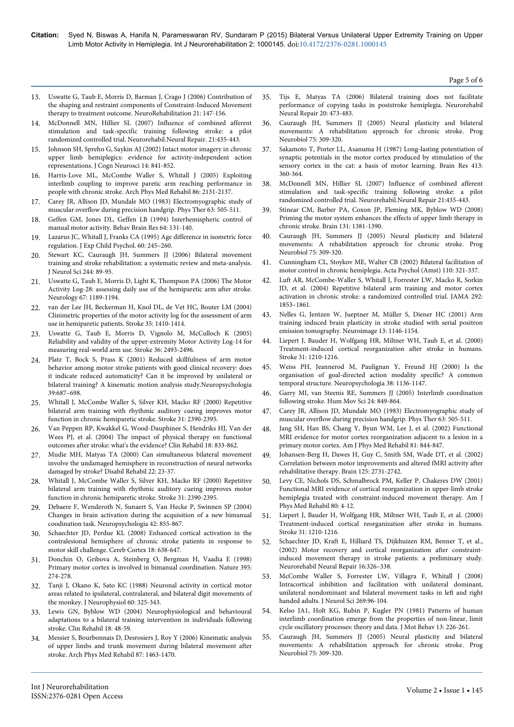13. Uswatte G, Taub E, Morris D, Barman J, Crago J (2006) Contribution of the shaping and restraint components of Constraint-Induced Movement therapy to treatment outcome. NeuroRehabilitation 21: 147-156.
14. McDonnell MN, Hillier SL (2007) Influence of combined afferent stimulation and task-specific training following stroke: a pilot randomized controlled trial. Neurorehabil.Neural Repair. 21:435-443.
15. Johnson SH, Sprehn G, Saykin AJ (2002) Intact motor imagery in chronic upper limb hemiplegics: evidence for activity-independent action representations. J Cogn Neurosci 14: 841-852.
16. Harris-Love ML, McCombe Waller S, Whitall J (2005) Exploiting interlimb coupling to improve paretic arm reaching performance in people with chronic stroke. Arch Phys Med Rehabil 86: 2131-2137.
17. Carey JR, Allison JD, Mundale MO (1983) Electromyographic study of muscular overflow during precision handgrip. Phys Ther 63: 505-511.
18. Geffen GM, Jones DL, Geffen LB (1994) Interhemispheric control of manual motor activity. Behav Brain Res 64: 131-140.
19. Lazarus JC, Whitall J, Franks CA (1995) Age difference in isometric force regulation. J Exp Child Psychol. 60: 245–260.
20. Stewart KC, Cauraugh JH, Summers JJ (2006) Bilateral movement training and stroke rehabilitation: a systematic review and meta-analysis. J Neurol Sci 244: 89-95.
21. Uswatte G, Taub E, Morris D, Light K, Thompson PA (2006) The Motor Activity Log-28: assessing daily use of the hemiparetic arm after stroke. Neurology 67: 1189-1194.
22. van der Lee JH, Beckerman H, Knol DL, de Vet HC, Bouter LM (2004) Clinimetric properties of the motor activity log for the assessment of arm use in hemiparetic patients. Stroke 35: 1410-1414.
23. Uswatte G, Taub E, Morris D, Vignolo M, McCulloch K (2005) Reliability and validity of the upper-extremity Motor Activity Log-14 for measuring real-world arm use. Stroke 36: 2493-2496.
24. Platz T, Bock S, Prass K (2001) Reduced skillfulness of arm motor behavior among motor stroke patients with good clinical recovery: does it indicate reduced automaticity? Can it be improved by unilateral or bilateral training? A kinematic motion analysis study.Neuropsychologia 39:687–698.
25. Whitall J, McCombe Waller S, Silver KH, Macko RF (2000) Repetitive bilateral arm training with rhythmic auditory cueing improves motor function in chronic hemiparetic stroke. Stroke 31: 2390-2395.
26. Van Peppen RP, Kwakkel G, Wood-Dauphinee S, Hendriks HJ, Van der Wees PJ, et al. (2004) The impact of physical therapy on functional outcomes after stroke: what's the evidence? Clin Rehabil 18: 833-862.
27. Mudie MH, Matyas TA (2000) Can simultaneous bilateral movement involve the undamaged hemisphere in reconstruction of neural networks damaged by stroke? Disabil Rehabil 22: 23-37.
28. Whitall J, McCombe Waller S, Silver KH, Macko RF (2000) Repetitive bilateral arm training with rhythmic auditory cueing improves motor function in chronic hemiparetic stroke. Stroke 31: 2390-2395.
29. Debaere F, Wenderoth N, Sunaert S, Van Hecke P, Swinnen SP (2004) Changes in brain activation during the acquisition of a new bimanual coodination task. Neuropsychologia 42: 855-867.
30. Schaechter JD, Perdue KL (2008) Enhanced cortical activation in the contralesional hemisphere of chronic stroke patients in response to motor skill challenge. Cereb Cortex 18: 638-647.
31. Donchin O, Gribova A, Steinberg O, Bergman H, Vaadia E (1998) Primary motor cortex is involved in bimanual coordination. Nature 395: 274-278.
32. Tanji J, Okano K, Sato KC (1988) Neuronal activity in cortical motor areas related to ipsilateral, contralateral, and bilateral digit movements of the monkey. J Neurophysiol 60: 325-343.
33. Lewis GN, Byblow WD (2004) Neurophysiological and behavioural adaptations to a bilateral training intervention in individuals following stroke. Clin Rehabil 18: 48-59.
34. Messier S, Bourbonnais D, Desrosiers J, Roy Y (2006) Kinematic analysis of upper limbs and trunk movement during bilateral movement after stroke. Arch Phys Med Rehabil 87: 1463-1470.
35. Tijs E, Matyas TA (2006) Bilateral training does not facilitate performance of copying tasks in poststroke hemiplegia. Neurorehabil Neural Repair 20: 473-483.
36. Cauraugh JH, Summers JJ (2005) Neural plasticity and bilateral movements: A rehabilitation approach for chronic stroke. Prog Neurobiol 75: 309-320.
37. Sakamoto T, Porter LL, Asanuma H (1987) Long-lasting potentiation of synaptic potentials in the motor cortex produced by stimulation of the sensory cortex in the cat: a basis of motor learning. Brain Res 413: 360-364.
38. McDonnell MN, Hillier SL (2007) Influence of combined afferent stimulation and task-specific training following stroke: a pilot randomized controlled trial. Neurorehabil.Neural Repair 21:435-443.
39. Stinear CM, Barber PA, Coxon JP, Fleming MK, Byblow WD (2008) Priming the motor system enhances the effects of upper limb therapy in chronic stroke. Brain 131: 1381-1390.
40. Cauraugh JH, Summers JJ (2005) Neural plasticity and bilateral movements: A rehabilitation approach for chronic stroke. Prog Neurobiol 75: 309-320.
41. Cunningham CL, Stoykov ME, Walter CB (2002) Bilateral facilitation of motor control in chronic hemiplegia. Acta Psychol (Amst) 110: 321-337.
42. Luft AR, McCombe-Waller S, Whitall J, Forrester LW, Macko R, Sorkin JD, et al. (2004) Repetitive bilateral arm training and motor cortex activation in chronic stroke: a randomized controlled trial. JAMA 292: 1853–1861.
43. Nelles G, Jentzen W, Jueptner M, Müller S, Diener HC (2001) Arm training induced brain plasticity in stroke studied with serial positron emission tomography. Neuroimage 13: 1146-1154.
44. Liepert J, Bauder H, Wolfgang HR, Miltner WH, Taub E, et al. (2000) Treatment-induced cortical reorganization after stroke in humans. Stroke 31: 1210-1216.
45. Weiss PH, Jeannerod M, Paulignan Y, Freund HJ (2000) Is the organisation of goal-directed action modality specific? A common temporal structure. Neuropsychologia 38: 1136-1147.
46. Garry MI, van Steenis RE, Summers JJ (2005) Interlimb coordination following stroke. Hum Mov Sci 24: 849-864.
47. Carey JR, Allison JD, Mundale MO (1983) Electromyographic study of muscular overflow during precision handgrip. Phys Ther 63: 505-511.
48. Jang SH, Han BS, Chang Y, Byun WM, Lee J, et al. (2002) Functional MRI evidence for motor cortex reorganization adjacent to a lesion in a primary motor cortex. Am J Phys Med Rehabil 81: 844-847.
49. Johansen-Berg H, Dawes H, Guy C, Smith SM, Wade DT, et al. (2002) Correlation between motor improvements and altered fMRI activity after rehabilitative therapy. Brain 125: 2731-2742.
50. Levy CE, Nichols DS, Schmalbrock PM, Keller P, Chakeres DW (2001) Functional MRI evidence of cortical reorganization in upper-limb stroke hemiplegia treated with constraint-induced movement therapy. Am J Phys Med Rehabil 80: 4-12.
51. Liepert J, Bauder H, Wolfgang HR, Miltner WH, Taub E, et al. (2000) Treatment-induced cortical reorganization after stroke in humans. Stroke 31: 1210-1216.
52. Schaechter JD, Kraft E, Hilliard TS, Dijkhuizen RM, Benner T, et al., (2002) Motor recovery and cortical reorganization after constraint-induced movement therapy in stroke patients: a preliminary study. Neurorehabil Neural Repair 16:326–338.
53. McCombe Waller S, Forrester LW, Villagra F, Whitall J (2008) Intracortical inhibition and facilitation with unilateral dominant, unilateral nondominant and bilateral movement tasks in left and right handed adults. J Neurol Sci 269:96-104.
54. Kelso JA1, Holt KG, Rubin P, Kugler PN (1981) Patterns of human interlimb coordination emerge from the properties of non-linear, limit cycle oscillatory processes: theory and data. J Mot Behav 13: 226-261.
55. Cauraugh JH, Summers JJ (2005) Neural plasticity and bilateral movements: A rehabilitation approach for chronic stroke. Prog Neurobiol 75: 309-320.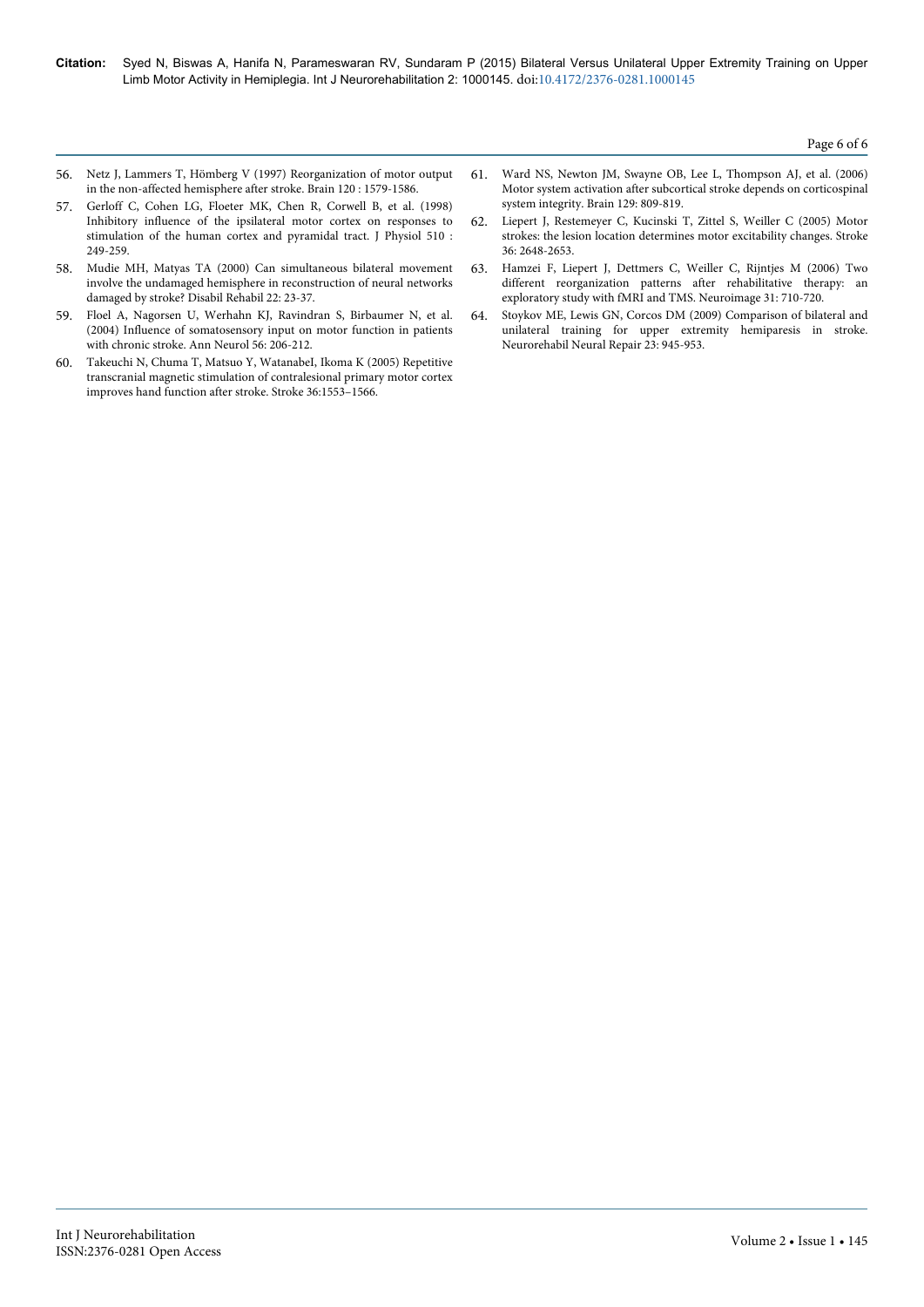56. Netz J, Lammers T, Hömberg V (1997) Reorganization of motor output in the non-affected hemisphere after stroke. Brain 120 : 1579-1586.
57. Gerloff C, Cohen LG, Floeter MK, Chen R, Corwell B, et al. (1998) Inhibitory influence of the ipsilateral motor cortex on responses to stimulation of the human cortex and pyramidal tract. J Physiol 510 : 249-259.
58. Mudie MH, Matyas TA (2000) Can simultaneous bilateral movement involve the undamaged hemisphere in reconstruction of neural networks damaged by stroke? Disabil Rehabil 22: 23-37.
59. Floel A, Nagorsen U, Werhahn KJ, Ravindran S, Birbaumer N, et al. (2004) Influence of somatosensory input on motor function in patients with chronic stroke. Ann Neurol 56: 206-212.
60. Takeuchi N, Chuma T, Matsuo Y, WatanabeI, Ikoma K (2005) Repetitive transcranial magnetic stimulation of contralesional primary motor cortex improves hand function after stroke. Stroke 36:1553–1566.
61. Ward NS, Newton JM, Swayne OB, Lee L, Thompson AJ, et al. (2006) Motor system activation after subcortical stroke depends on corticospinal system integrity. Brain 129: 809-819.
62. Liepert J, Restemeyer C, Kucinski T, Zittel S, Weiller C (2005) Motor strokes: the lesion location determines motor excitability changes. Stroke 36: 2648-2653.
63. Hamzei F, Liepert J, Dettmers C, Weiller C, Rijntjes M (2006) Two different reorganization patterns after rehabilitative therapy: an exploratory study with fMRI and TMS. Neuroimage 31: 710-720.
64. Stoykov ME, Lewis GN, Corcos DM (2009) Comparison of bilateral and unilateral training for upper extremity hemiparesis in stroke. Neurorehabil Neural Repair 23: 945-953.